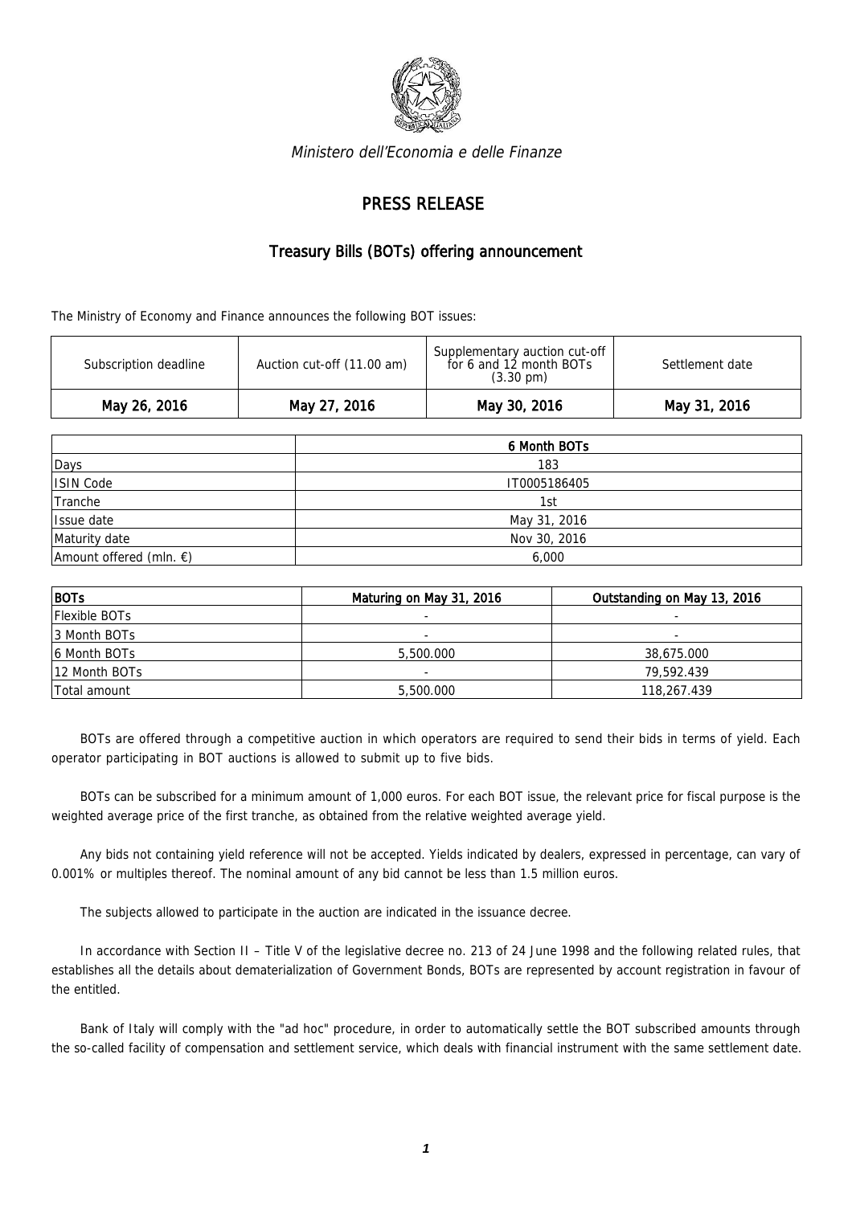*Ministero dell'Economia e delle Finanze*

# PRESS RELEASE

## Treasury Bills (BOTs) offering announcement

The Ministry of Economy and Finance announces the following BOT issues:

| Subscription deadline | Auction cut-off (11.00 am) | Supplementary auction cut-off for 6 and 12 month BOTs (3.30 pm) | Settlement date |
|---|---|---|---|
| May 26, 2016 | May 27, 2016 | May 30, 2016 | May 31, 2016 |

| | 6 Month BOTs |
|---|---|
| Days | 183 |
| ISIN Code | IT0005186405 |
| Tranche | 1st |
| Issue date | May 31, 2016 |
| Maturity date | Nov 30, 2016 |
| Amount offered (mln. €) | 6,000 |

| BOTs | Maturing on May 31, 2016 | Outstanding on May 13, 2016 |
|---|---|---|
| Flexible BOTs | - | - |
| 3 Month BOTs | - | - |
| 6 Month BOTs | 5,500.000 | 38,675.000 |
| 12 Month BOTs | - | 79,592.439 |
| Total amount | 5,500.000 | 118,267.439 |

BOTs are offered through a competitive auction in which operators are required to send their bids in terms of yield. Each operator participating in BOT auctions is allowed to submit up to five bids.

BOTs can be subscribed for a minimum amount of 1,000 euros. For each BOT issue, the relevant price for fiscal purpose is the weighted average price of the first tranche, as obtained from the relative weighted average yield.

Any bids not containing yield reference will not be accepted. Yields indicated by dealers, expressed in percentage, can vary of 0.001% or multiples thereof. The nominal amount of any bid cannot be less than 1.5 million euros.

The subjects allowed to participate in the auction are indicated in the issuance decree.

In accordance with Section II – Title V of the legislative decree no. 213 of 24 June 1998 and the following related rules, that establishes all the details about dematerialization of Government Bonds, BOTs are represented by account registration in favour of the entitled.

Bank of Italy will comply with the "ad hoc" procedure, in order to automatically settle the BOT subscribed amounts through the so-called facility of compensation and settlement service, which deals with financial instrument with the same settlement date.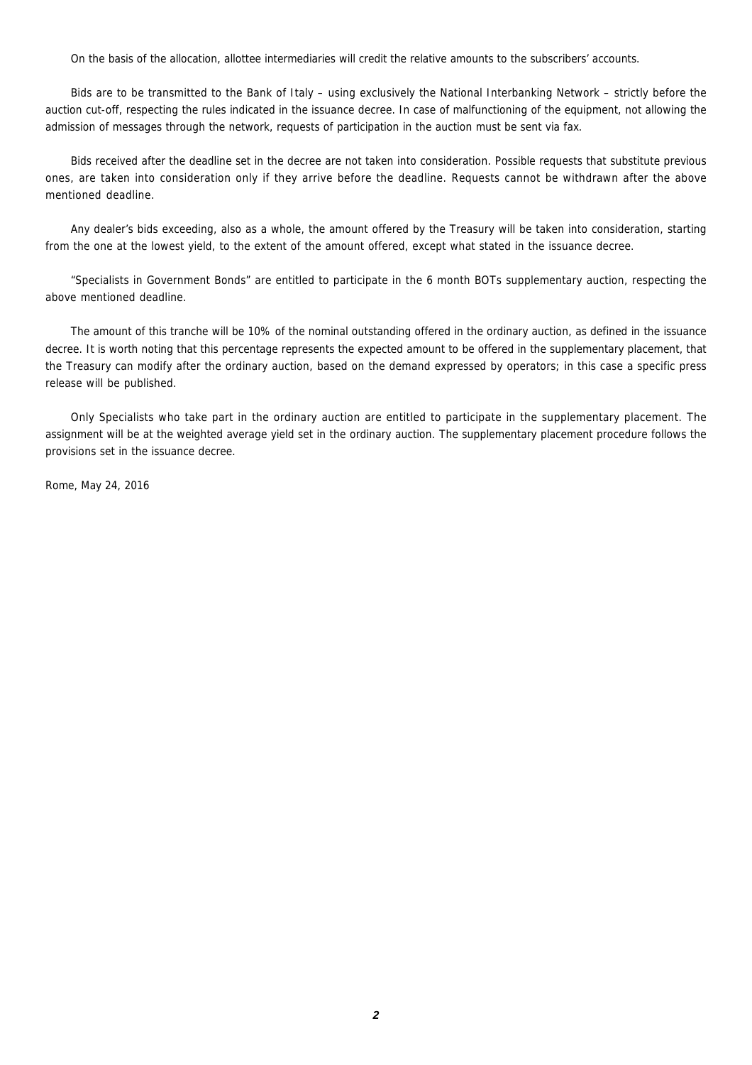On the basis of the allocation, allottee intermediaries will credit the relative amounts to the subscribers' accounts.

Bids are to be transmitted to the Bank of Italy – using exclusively the National Interbanking Network – strictly before the auction cut-off, respecting the rules indicated in the issuance decree. In case of malfunctioning of the equipment, not allowing the admission of messages through the network, requests of participation in the auction must be sent via fax.

Bids received after the deadline set in the decree are not taken into consideration. Possible requests that substitute previous ones, are taken into consideration only if they arrive before the deadline. Requests cannot be withdrawn after the above mentioned deadline.

Any dealer's bids exceeding, also as a whole, the amount offered by the Treasury will be taken into consideration, starting from the one at the lowest yield, to the extent of the amount offered, except what stated in the issuance decree.

"Specialists in Government Bonds" are entitled to participate in the 6 month BOTs supplementary auction, respecting the above mentioned deadline.

The amount of this tranche will be 10% of the nominal outstanding offered in the ordinary auction, as defined in the issuance decree. It is worth noting that this percentage represents the expected amount to be offered in the supplementary placement, that the Treasury can modify after the ordinary auction, based on the demand expressed by operators; in this case a specific press release will be published.

Only Specialists who take part in the ordinary auction are entitled to participate in the supplementary placement. The assignment will be at the weighted average yield set in the ordinary auction. The supplementary placement procedure follows the provisions set in the issuance decree.

Rome, May 24, 2016